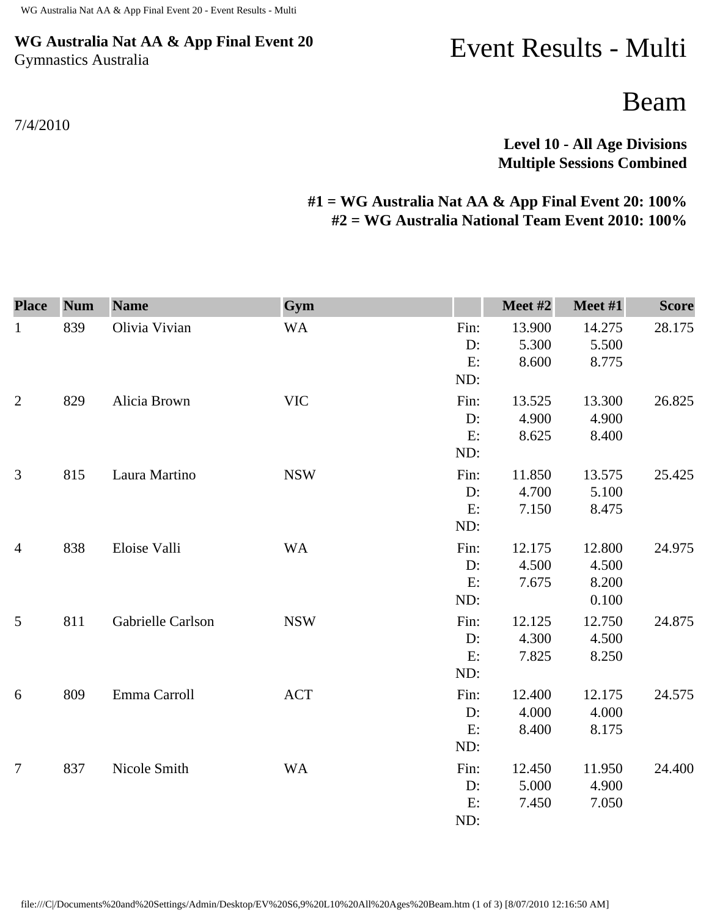**WG Australia Nat AA & App Final Event 20**
Gymnastics Australia

# Event Results - Multi

## Beam

7/4/2010

**Level 10 - All Age Divisions**
**Multiple Sessions Combined**

**#1 = WG Australia Nat AA & App Final Event 20: 100%**
**#2 = WG Australia National Team Event 2010: 100%**

| Place | Num | Name | Gym | | Meet #2 | Meet #1 | Score |
|---|---|---|---|---|---|---|---|
| 1 | 839 | Olivia Vivian | WA | Fin: | 13.900 | 14.275 | 28.175 |
| | | | | D: | 5.300 | 5.500 | |
| | | | | E: | 8.600 | 8.775 | |
| | | | | ND: | | | |
| 2 | 829 | Alicia Brown | VIC | Fin: | 13.525 | 13.300 | 26.825 |
| | | | | D: | 4.900 | 4.900 | |
| | | | | E: | 8.625 | 8.400 | |
| | | | | ND: | | | |
| 3 | 815 | Laura Martino | NSW | Fin: | 11.850 | 13.575 | 25.425 |
| | | | | D: | 4.700 | 5.100 | |
| | | | | E: | 7.150 | 8.475 | |
| | | | | ND: | | | |
| 4 | 838 | Eloise Valli | WA | Fin: | 12.175 | 12.800 | 24.975 |
| | | | | D: | 4.500 | 4.500 | |
| | | | | E: | 7.675 | 8.200 | |
| | | | | ND: | | 0.100 | |
| 5 | 811 | Gabrielle Carlson | NSW | Fin: | 12.125 | 12.750 | 24.875 |
| | | | | D: | 4.300 | 4.500 | |
| | | | | E: | 7.825 | 8.250 | |
| | | | | ND: | | | |
| 6 | 809 | Emma Carroll | ACT | Fin: | 12.400 | 12.175 | 24.575 |
| | | | | D: | 4.000 | 4.000 | |
| | | | | E: | 8.400 | 8.175 | |
| | | | | ND: | | | |
| 7 | 837 | Nicole Smith | WA | Fin: | 12.450 | 11.950 | 24.400 |
| | | | | D: | 5.000 | 4.900 | |
| | | | | E: | 7.450 | 7.050 | |
| | | | | ND: | | | |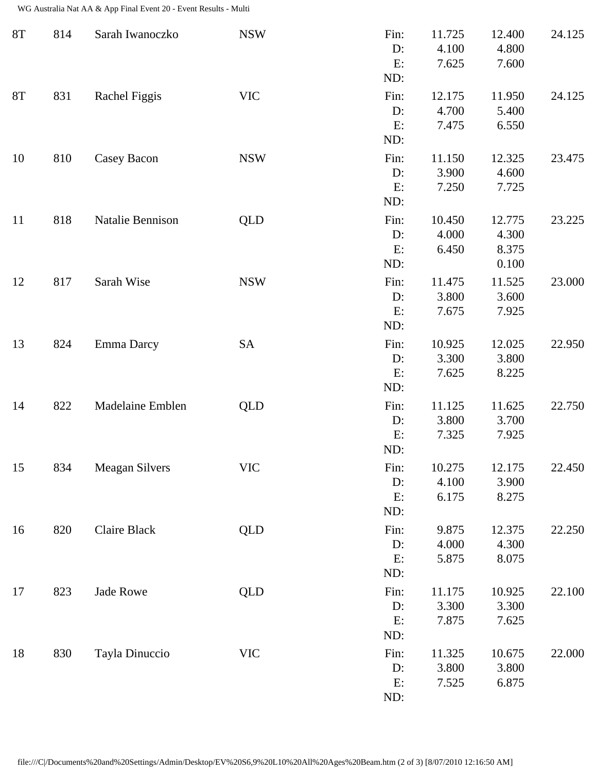| Rank | No. | Name | State | | Score 1 | Score 2 | Total |
|---|---|---|---|---|---|---|---|
| 8T | 814 | Sarah Iwanoczko | NSW | Fin: | 11.725 | 12.400 | 24.125 |
| | | | | D: | 4.100 | 4.800 | |
| | | | | E: | 7.625 | 7.600 | |
| | | | | ND: | | | |
| 8T | 831 | Rachel Figgis | VIC | Fin: | 12.175 | 11.950 | 24.125 |
| | | | | D: | 4.700 | 5.400 | |
| | | | | E: | 7.475 | 6.550 | |
| | | | | ND: | | | |
| 10 | 810 | Casey Bacon | NSW | Fin: | 11.150 | 12.325 | 23.475 |
| | | | | D: | 3.900 | 4.600 | |
| | | | | E: | 7.250 | 7.725 | |
| | | | | ND: | | | |
| 11 | 818 | Natalie Bennison | QLD | Fin: | 10.450 | 12.775 | 23.225 |
| | | | | D: | 4.000 | 4.300 | |
| | | | | E: | 6.450 | 8.375 | |
| | | | | ND: | | 0.100 | |
| 12 | 817 | Sarah Wise | NSW | Fin: | 11.475 | 11.525 | 23.000 |
| | | | | D: | 3.800 | 3.600 | |
| | | | | E: | 7.675 | 7.925 | |
| | | | | ND: | | | |
| 13 | 824 | Emma Darcy | SA | Fin: | 10.925 | 12.025 | 22.950 |
| | | | | D: | 3.300 | 3.800 | |
| | | | | E: | 7.625 | 8.225 | |
| | | | | ND: | | | |
| 14 | 822 | Madelaine Emblen | QLD | Fin: | 11.125 | 11.625 | 22.750 |
| | | | | D: | 3.800 | 3.700 | |
| | | | | E: | 7.325 | 7.925 | |
| | | | | ND: | | | |
| 15 | 834 | Meagan Silvers | VIC | Fin: | 10.275 | 12.175 | 22.450 |
| | | | | D: | 4.100 | 3.900 | |
| | | | | E: | 6.175 | 8.275 | |
| | | | | ND: | | | |
| 16 | 820 | Claire Black | QLD | Fin: | 9.875 | 12.375 | 22.250 |
| | | | | D: | 4.000 | 4.300 | |
| | | | | E: | 5.875 | 8.075 | |
| | | | | ND: | | | |
| 17 | 823 | Jade Rowe | QLD | Fin: | 11.175 | 10.925 | 22.100 |
| | | | | D: | 3.300 | 3.300 | |
| | | | | E: | 7.875 | 7.625 | |
| | | | | ND: | | | |
| 18 | 830 | Tayla Dinuccio | VIC | Fin: | 11.325 | 10.675 | 22.000 |
| | | | | D: | 3.800 | 3.800 | |
| | | | | E: | 7.525 | 6.875 | |
| | | | | ND: | | | |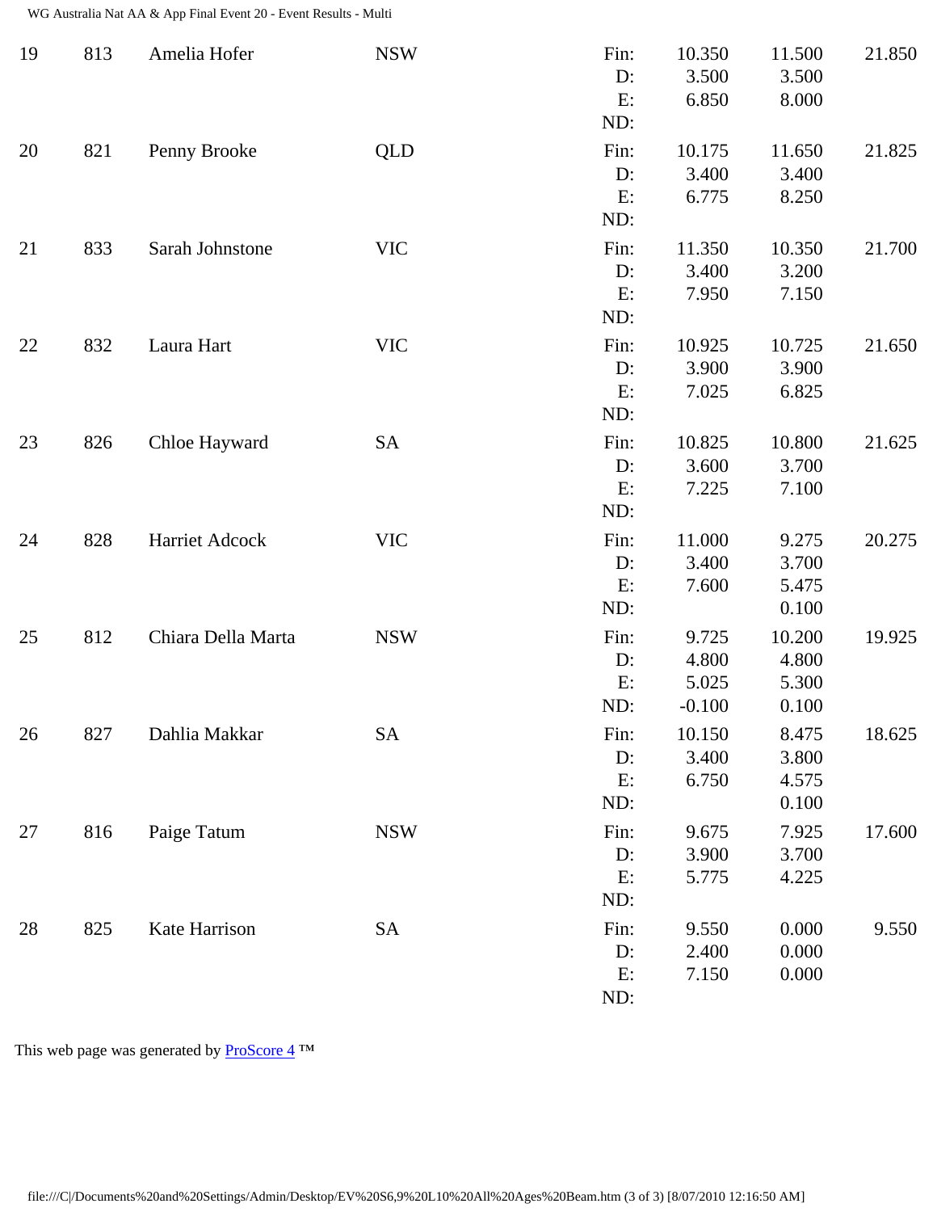| | | | | | | | |
|---|---|---|---|---|---|---|---|
| 19 | 813 | Amelia Hofer | NSW | Fin: | 10.350 | 11.500 | 21.850 |
| | | | | D: | 3.500 | 3.500 | |
| | | | | E: | 6.850 | 8.000 | |
| | | | | ND: | | | |
| 20 | 821 | Penny Brooke | QLD | Fin: | 10.175 | 11.650 | 21.825 |
| | | | | D: | 3.400 | 3.400 | |
| | | | | E: | 6.775 | 8.250 | |
| | | | | ND: | | | |
| 21 | 833 | Sarah Johnstone | VIC | Fin: | 11.350 | 10.350 | 21.700 |
| | | | | D: | 3.400 | 3.200 | |
| | | | | E: | 7.950 | 7.150 | |
| | | | | ND: | | | |
| 22 | 832 | Laura Hart | VIC | Fin: | 10.925 | 10.725 | 21.650 |
| | | | | D: | 3.900 | 3.900 | |
| | | | | E: | 7.025 | 6.825 | |
| | | | | ND: | | | |
| 23 | 826 | Chloe Hayward | SA | Fin: | 10.825 | 10.800 | 21.625 |
| | | | | D: | 3.600 | 3.700 | |
| | | | | E: | 7.225 | 7.100 | |
| | | | | ND: | | | |
| 24 | 828 | Harriet Adcock | VIC | Fin: | 11.000 | 9.275 | 20.275 |
| | | | | D: | 3.400 | 3.700 | |
| | | | | E: | 7.600 | 5.475 | |
| | | | | ND: | | 0.100 | |
| 25 | 812 | Chiara Della Marta | NSW | Fin: | 9.725 | 10.200 | 19.925 |
| | | | | D: | 4.800 | 4.800 | |
| | | | | E: | 5.025 | 5.300 | |
| | | | | ND: | -0.100 | 0.100 | |
| 26 | 827 | Dahlia Makkar | SA | Fin: | 10.150 | 8.475 | 18.625 |
| | | | | D: | 3.400 | 3.800 | |
| | | | | E: | 6.750 | 4.575 | |
| | | | | ND: | | 0.100 | |
| 27 | 816 | Paige Tatum | NSW | Fin: | 9.675 | 7.925 | 17.600 |
| | | | | D: | 3.900 | 3.700 | |
| | | | | E: | 5.775 | 4.225 | |
| | | | | ND: | | | |
| 28 | 825 | Kate Harrison | SA | Fin: | 9.550 | 0.000 | 9.550 |
| | | | | D: | 2.400 | 0.000 | |
| | | | | E: | 7.150 | 0.000 | |
| | | | | ND: | | | |

This web page was generated by ProScore 4 ™